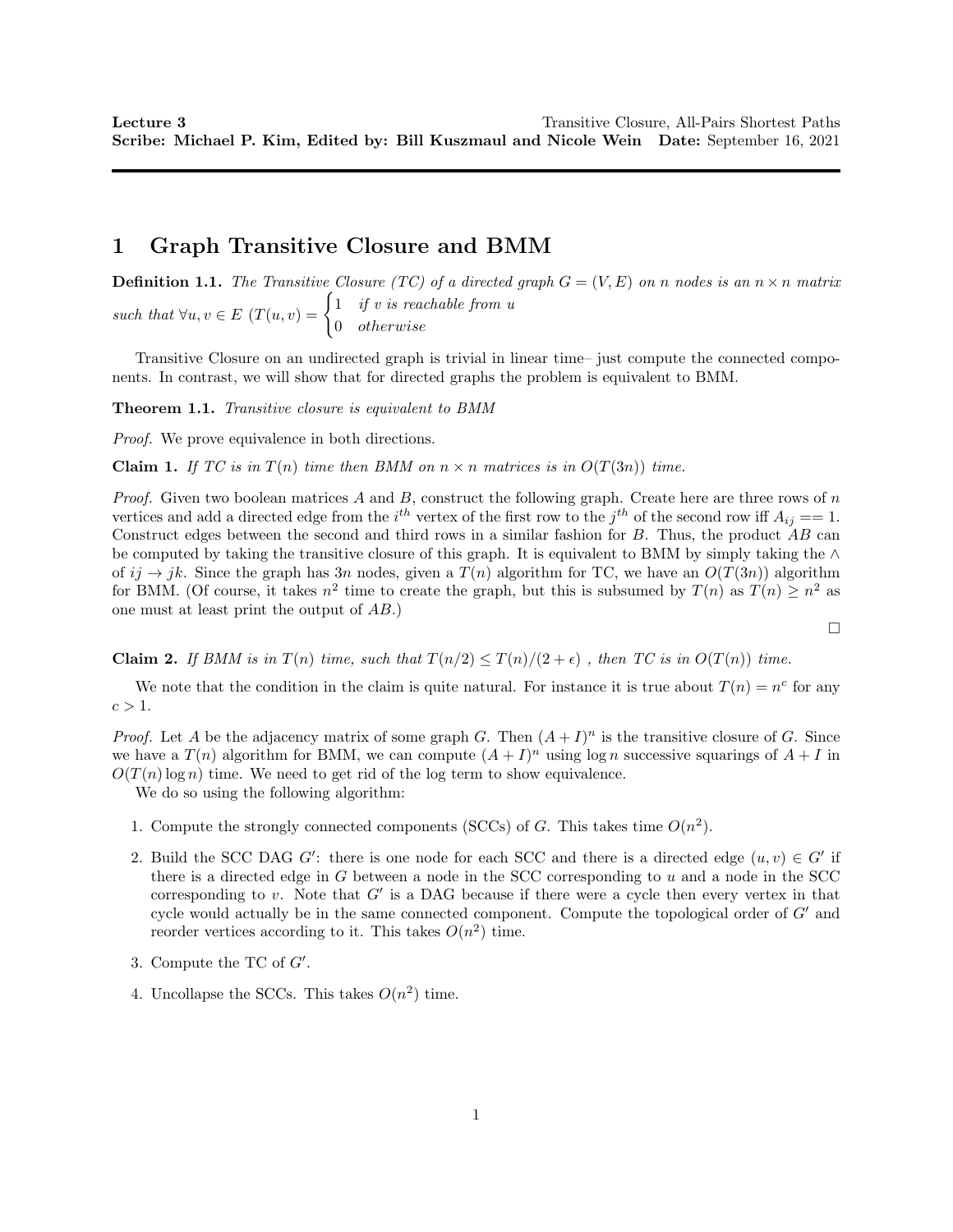**Lecture 3** Transitive Closure, All-Pairs Shortest Paths
**Scribe: Michael P. Kim, Edited by: Bill Kuszmaul and Nicole Wein Date:** September 16, 2021

# 1 Graph Transitive Closure and BMM

**Definition 1.1.** *The Transitive Closure (TC) of a directed graph $G = (V, E)$ on $n$ nodes is an $n \times n$ matrix such that $\forall u, v \in E$ $\left(T(u, v) = \begin{cases} 1 & \text{if } v \text{ is reachable from } u \\ 0 & \text{otherwise} \end{cases}\right.$*

Transitive Closure on an undirected graph is trivial in linear time– just compute the connected components. In contrast, we will show that for directed graphs the problem is equivalent to BMM.

**Theorem 1.1.** *Transitive closure is equivalent to BMM*

*Proof.* We prove equivalence in both directions.

**Claim 1.** *If TC is in $T(n)$ time then BMM on $n \times n$ matrices is in $O(T(3n))$ time.*

*Proof.* Given two boolean matrices $A$ and $B$, construct the following graph. Create here are three rows of $n$ vertices and add a directed edge from the $i^{th}$ vertex of the first row to the $j^{th}$ of the second row iff $A_{ij} == 1$. Construct edges between the second and third rows in a similar fashion for $B$. Thus, the product $AB$ can be computed by taking the transitive closure of this graph. It is equivalent to BMM by simply taking the $\wedge$ of $ij \rightarrow jk$. Since the graph has $3n$ nodes, given a $T(n)$ algorithm for TC, we have an $O(T(3n))$ algorithm for BMM. (Of course, it takes $n^2$ time to create the graph, but this is subsumed by $T(n)$ as $T(n) \geq n^2$ as one must at least print the output of $AB$.) □

**Claim 2.** *If BMM is in $T(n)$ time, such that $T(n/2) \leq T(n)/(2 + \epsilon)$ , then TC is in $O(T(n))$ time.*

We note that the condition in the claim is quite natural. For instance it is true about $T(n) = n^c$ for any $c > 1$.

*Proof.* Let $A$ be the adjacency matrix of some graph $G$. Then $(A + I)^n$ is the transitive closure of $G$. Since we have a $T(n)$ algorithm for BMM, we can compute $(A + I)^n$ using $\log n$ successive squarings of $A + I$ in $O(T(n) \log n)$ time. We need to get rid of the log term to show equivalence.

We do so using the following algorithm:

1. Compute the strongly connected components (SCCs) of $G$. This takes time $O(n^2)$.
2. Build the SCC DAG $G'$: there is one node for each SCC and there is a directed edge $(u, v) \in G'$ if there is a directed edge in $G$ between a node in the SCC corresponding to $u$ and a node in the SCC corresponding to $v$. Note that $G'$ is a DAG because if there were a cycle then every vertex in that cycle would actually be in the same connected component. Compute the topological order of $G'$ and reorder vertices according to it. This takes $O(n^2)$ time.
3. Compute the TC of $G'$.
4. Uncollapse the SCCs. This takes $O(n^2)$ time.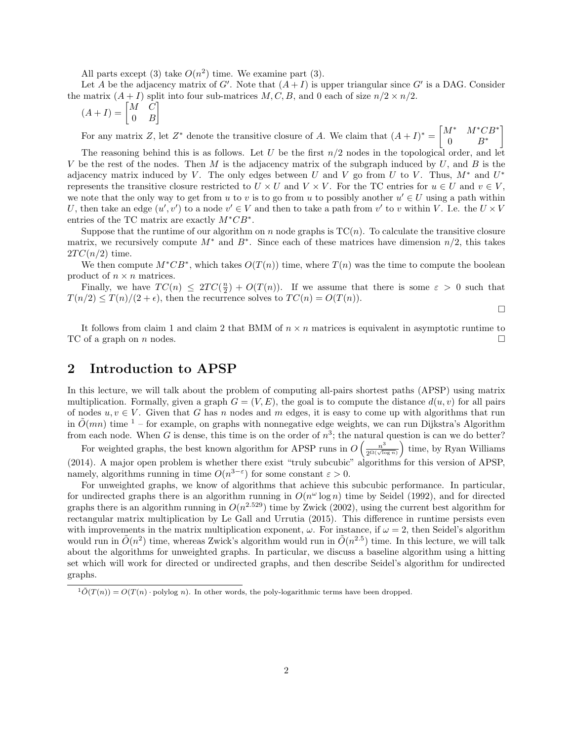All parts except (3) take $O(n^2)$ time. We examine part (3).

Let $A$ be the adjacency matrix of $G'$. Note that $(A+I)$ is upper triangular since $G'$ is a DAG. Consider the matrix $(A+I)$ split into four sub-matrices $M, C, B$, and 0 each of size $n/2 \times n/2$.

$$(A+I) = \begin{bmatrix} M & C \\ 0 & B \end{bmatrix}$$

For any matrix $Z$, let $Z^*$ denote the transitive closure of $A$. We claim that $(A+I)^* = \begin{bmatrix} M^* & M^*CB^* \\ 0 & B^* \end{bmatrix}$

The reasoning behind this is as follows. Let $U$ be the first $n/2$ nodes in the topological order, and let $V$ be the rest of the nodes. Then $M$ is the adjacency matrix of the subgraph induced by $U$, and $B$ is the adjacency matrix induced by $V$. The only edges between $U$ and $V$ go from $U$ to $V$. Thus, $M^*$ and $U^*$ represents the transitive closure restricted to $U \times U$ and $V \times V$. For the TC entries for $u \in U$ and $v \in V$, we note that the only way to get from $u$ to $v$ is to go from $u$ to possibly another $u' \in U$ using a path within $U$, then take an edge $(u', v')$ to a node $v' \in V$ and then to take a path from $v'$ to $v$ within $V$. I.e. the $U \times V$ entries of the TC matrix are exactly $M^*CB^*$.

Suppose that the runtime of our algorithm on $n$ node graphs is $\text{TC}(n)$. To calculate the transitive closure matrix, we recursively compute $M^*$ and $B^*$. Since each of these matrices have dimension $n/2$, this takes $2TC(n/2)$ time.

We then compute $M^*CB^*$, which takes $O(T(n))$ time, where $T(n)$ was the time to compute the boolean product of $n \times n$ matrices.

Finally, we have $TC(n) \leq 2TC(\frac{n}{2}) + O(T(n))$. If we assume that there is some $\varepsilon > 0$ such that $T(n/2) \leq T(n)/(2+\epsilon)$, then the recurrence solves to $TC(n) = O(T(n))$. □

It follows from claim 1 and claim 2 that BMM of $n \times n$ matrices is equivalent in asymptotic runtime to TC of a graph on $n$ nodes. □

## 2 Introduction to APSP

In this lecture, we will talk about the problem of computing all-pairs shortest paths (APSP) using matrix multiplication. Formally, given a graph $G = (V, E)$, the goal is to compute the distance $d(u, v)$ for all pairs of nodes $u, v \in V$. Given that $G$ has $n$ nodes and $m$ edges, it is easy to come up with algorithms that run in $\tilde{O}(mn)$ time [1] – for example, on graphs with nonnegative edge weights, we can run Dijkstra's Algorithm from each node. When $G$ is dense, this time is on the order of $n^3$; the natural question is can we do better?

For weighted graphs, the best known algorithm for APSP runs in $O\left(\frac{n^3}{2^{\Omega(\sqrt{\log n})}}\right)$ time, by Ryan Williams (2014). A major open problem is whether there exist "truly subcubic" algorithms for this version of APSP, namely, algorithms running in time $O(n^{3-\varepsilon})$ for some constant $\varepsilon > 0$.

For unweighted graphs, we know of algorithms that achieve this subcubic performance. In particular, for undirected graphs there is an algorithm running in $O(n^\omega \log n)$ time by Seidel (1992), and for directed graphs there is an algorithm running in $O(n^{2.529})$ time by Zwick (2002), using the current best algorithm for rectangular matrix multiplication by Le Gall and Urrutia (2015). This difference in runtime persists even with improvements in the matrix multiplication exponent, $\omega$. For instance, if $\omega = 2$, then Seidel's algorithm would run in $\tilde{O}(n^2)$ time, whereas Zwick's algorithm would run in $\tilde{O}(n^{2.5})$ time. In this lecture, we will talk about the algorithms for unweighted graphs. In particular, we discuss a baseline algorithm using a hitting set which will work for directed or undirected graphs, and then describe Seidel's algorithm for undirected graphs.

[1] $\tilde{O}(T(n)) = O(T(n) \cdot \text{polylog } n)$. In other words, the poly-logarithmic terms have been dropped.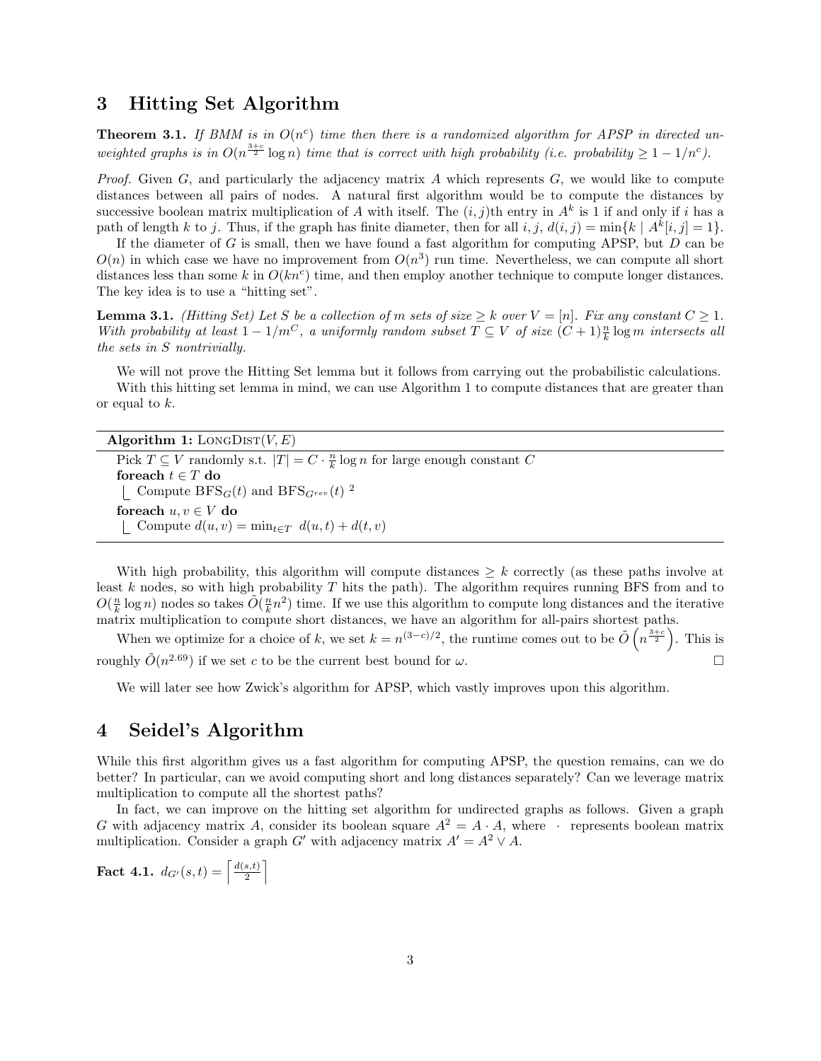## 3 Hitting Set Algorithm

**Theorem 3.1.** *If BMM is in $O(n^c)$ time then there is a randomized algorithm for APSP in directed unweighted graphs is in $O(n^{\frac{3+c}{2}} \log n)$ time that is correct with high probability (i.e. probability $\geq 1 - 1/n^c$).*

*Proof.* Given $G$, and particularly the adjacency matrix $A$ which represents $G$, we would like to compute distances between all pairs of nodes. A natural first algorithm would be to compute the distances by successive boolean matrix multiplication of $A$ with itself. The $(i, j)$th entry in $A^k$ is 1 if and only if $i$ has a path of length $k$ to $j$. Thus, if the graph has finite diameter, then for all $i, j$, $d(i, j) = \min\{k \mid A^k[i, j] = 1\}$.

If the diameter of $G$ is small, then we have found a fast algorithm for computing APSP, but $D$ can be $O(n)$ in which case we have no improvement from $O(n^3)$ run time. Nevertheless, we can compute all short distances less than some $k$ in $O(kn^c)$ time, and then employ another technique to compute longer distances. The key idea is to use a "hitting set".

**Lemma 3.1.** *(Hitting Set) Let $S$ be a collection of $m$ sets of size $\geq k$ over $V = [n]$. Fix any constant $C \geq 1$. With probability at least $1 - 1/m^C$, a uniformly random subset $T \subseteq V$ of size $(C+1)\frac{n}{k} \log m$ intersects all the sets in $S$ nontrivially.*

We will not prove the Hitting Set lemma but it follows from carrying out the probabilistic calculations.

With this hitting set lemma in mind, we can use Algorithm 1 to compute distances that are greater than or equal to $k$.

```
Algorithm 1: LongDist(V, E)
Pick T ⊆ V randomly s.t. |T| = C · (n/k) log n for large enough constant C
foreach t ∈ T do
    Compute BFS_G(t) and BFS_{G^rev}(t) ²
foreach u, v ∈ V do
    Compute d(u, v) = min_{t∈T} d(u, t) + d(t, v)
```

With high probability, this algorithm will compute distances $\geq k$ correctly (as these paths involve at least $k$ nodes, so with high probability $T$ hits the path). The algorithm requires running BFS from and to $O(\frac{n}{k} \log n)$ nodes so takes $\tilde{O}(\frac{n}{k} n^2)$ time. If we use this algorithm to compute long distances and the iterative matrix multiplication to compute short distances, we have an algorithm for all-pairs shortest paths.

When we optimize for a choice of $k$, we set $k = n^{(3-c)/2}$, the runtime comes out to be $\tilde{O}\left(n^{\frac{3+c}{2}}\right)$. This is roughly $\tilde{O}(n^{2.69})$ if we set $c$ to be the current best bound for $\omega$. $\square$

We will later see how Zwick's algorithm for APSP, which vastly improves upon this algorithm.

## 4 Seidel's Algorithm

While this first algorithm gives us a fast algorithm for computing APSP, the question remains, can we do better? In particular, can we avoid computing short and long distances separately? Can we leverage matrix multiplication to compute all the shortest paths?

In fact, we can improve on the hitting set algorithm for undirected graphs as follows. Given a graph $G$ with adjacency matrix $A$, consider its boolean square $A^2 = A \cdot A$, where $\cdot$ represents boolean matrix multiplication. Consider a graph $G'$ with adjacency matrix $A' = A^2 \vee A$.

**Fact 4.1.** $d_{G'}(s, t) = \left\lceil \frac{d(s,t)}{2} \right\rceil$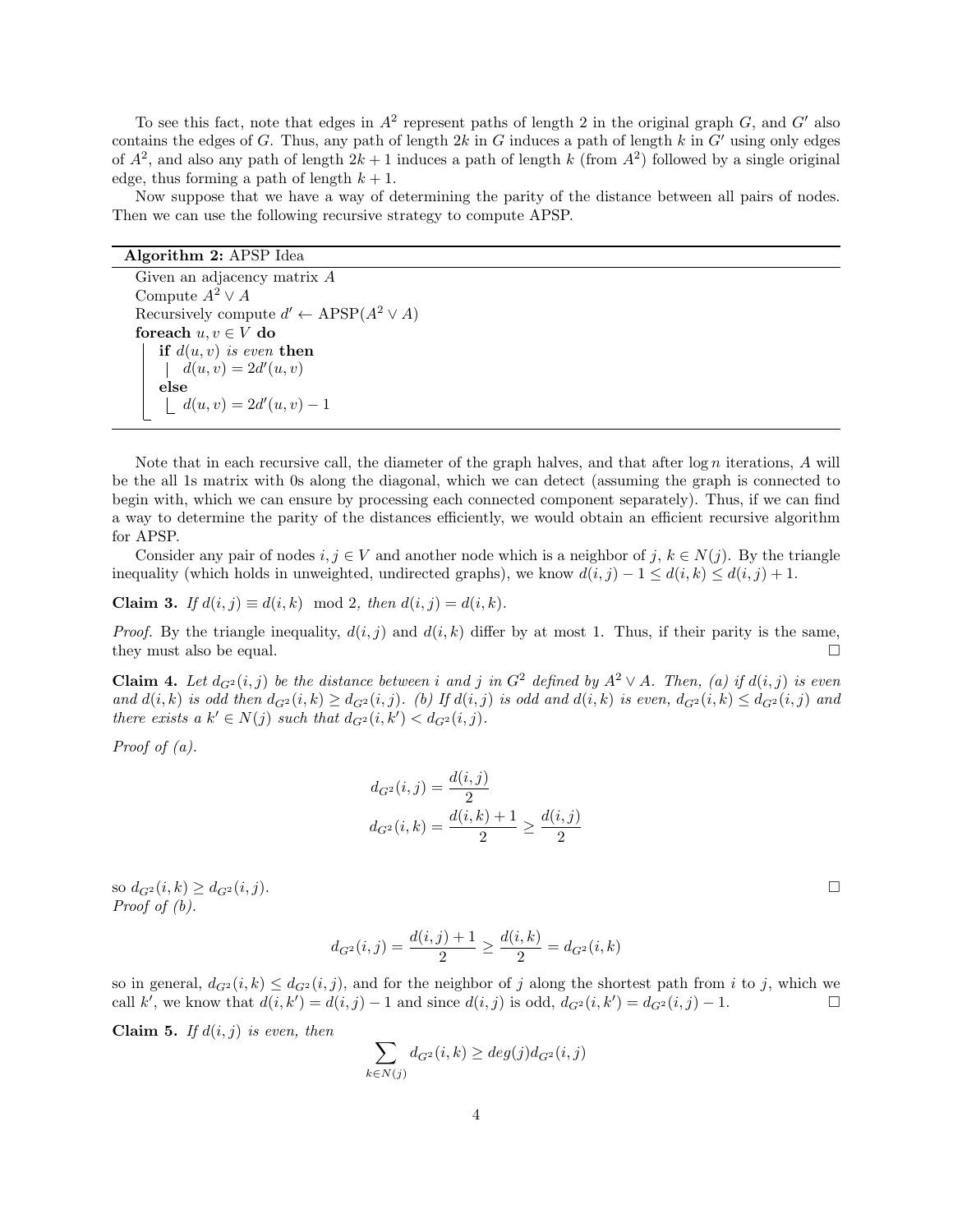To see this fact, note that edges in $A^2$ represent paths of length 2 in the original graph $G$, and $G'$ also contains the edges of $G$. Thus, any path of length $2k$ in $G$ induces a path of length $k$ in $G'$ using only edges of $A^2$, and also any path of length $2k+1$ induces a path of length $k$ (from $A^2$) followed by a single original edge, thus forming a path of length $k+1$.

Now suppose that we have a way of determining the parity of the distance between all pairs of nodes. Then we can use the following recursive strategy to compute APSP.

```
Algorithm 2: APSP Idea
Given an adjacency matrix A
Compute A^2 ∨ A
Recursively compute d' ← APSP(A^2 ∨ A)
foreach u, v ∈ V do
    if d(u, v) is even then
        d(u, v) = 2d'(u, v)
    else
        d(u, v) = 2d'(u, v) − 1
```

Note that in each recursive call, the diameter of the graph halves, and that after $\log n$ iterations, $A$ will be the all 1s matrix with 0s along the diagonal, which we can detect (assuming the graph is connected to begin with, which we can ensure by processing each connected component separately). Thus, if we can find a way to determine the parity of the distances efficiently, we would obtain an efficient recursive algorithm for APSP.

Consider any pair of nodes $i, j \in V$ and another node which is a neighbor of $j$, $k \in N(j)$. By the triangle inequality (which holds in unweighted, undirected graphs), we know $d(i,j) - 1 \leq d(i,k) \leq d(i,j) + 1$.

**Claim 3.** *If $d(i,j) \equiv d(i,k) \mod 2$, then $d(i,j) = d(i,k)$.*

*Proof.* By the triangle inequality, $d(i,j)$ and $d(i,k)$ differ by at most 1. Thus, if their parity is the same, they must also be equal. □

**Claim 4.** *Let $d_{G^2}(i,j)$ be the distance between $i$ and $j$ in $G^2$ defined by $A^2 \vee A$. Then, (a) if $d(i,j)$ is even and $d(i,k)$ is odd then $d_{G^2}(i,k) \geq d_{G^2}(i,j)$. (b) If $d(i,j)$ is odd and $d(i,k)$ is even, $d_{G^2}(i,k) \leq d_{G^2}(i,j)$ and there exists a $k' \in N(j)$ such that $d_{G^2}(i,k') < d_{G^2}(i,j)$.*

*Proof of (a).*

$$d_{G^2}(i,j) = \frac{d(i,j)}{2}$$

$$d_{G^2}(i,k) = \frac{d(i,k)+1}{2} \geq \frac{d(i,j)}{2}$$

so $d_{G^2}(i,k) \geq d_{G^2}(i,j)$. □

*Proof of (b).*

$$d_{G^2}(i,j) = \frac{d(i,j)+1}{2} \geq \frac{d(i,k)}{2} = d_{G^2}(i,k)$$

so in general, $d_{G^2}(i,k) \leq d_{G^2}(i,j)$, and for the neighbor of $j$ along the shortest path from $i$ to $j$, which we call $k'$, we know that $d(i,k') = d(i,j) - 1$ and since $d(i,j)$ is odd, $d_{G^2}(i,k') = d_{G^2}(i,j) - 1$. □

**Claim 5.** *If $d(i,j)$ is even, then*

$$\sum_{k \in N(j)} d_{G^2}(i,k) \geq deg(j) d_{G^2}(i,j)$$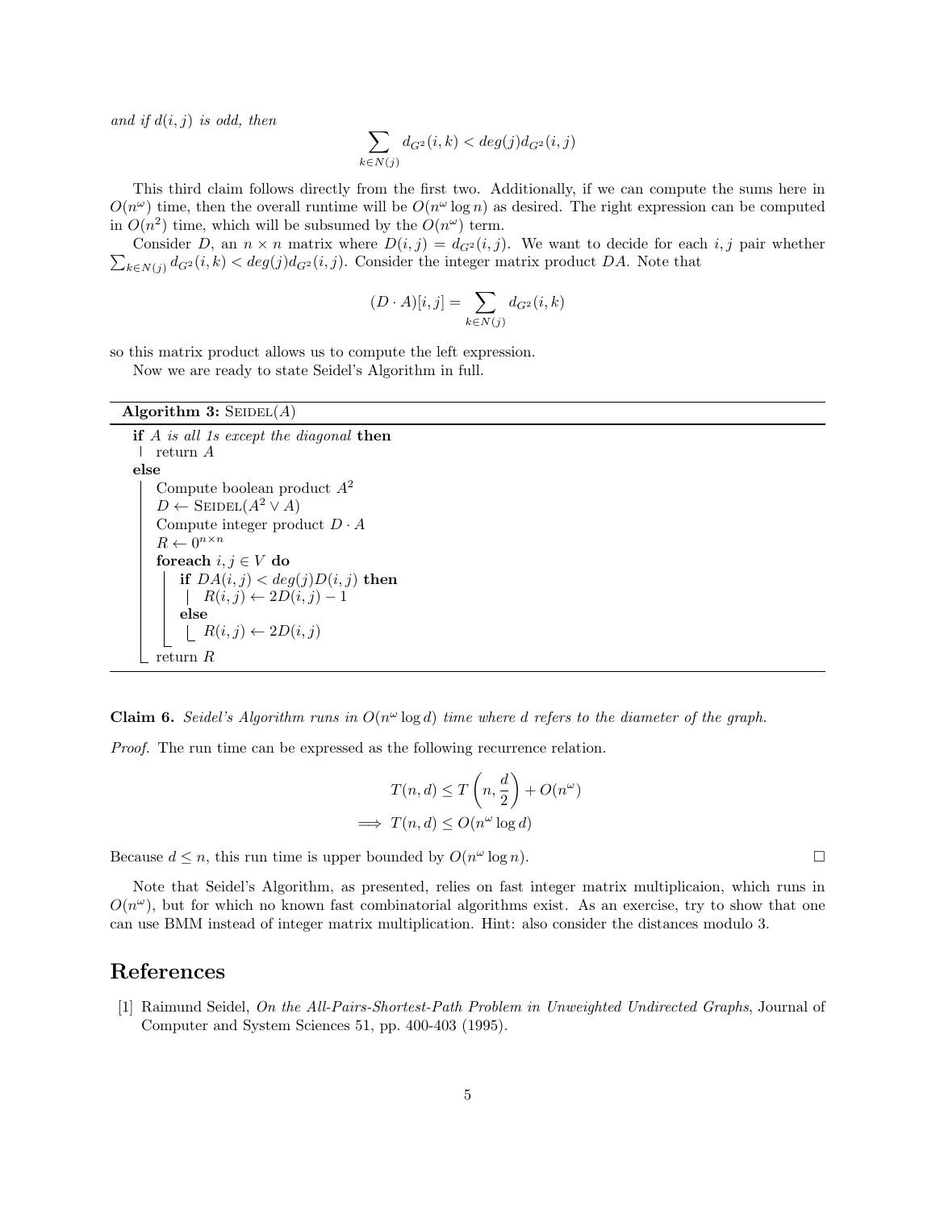*and if $d(i,j)$ is odd, then*

$$\sum_{k \in N(j)} d_{G^2}(i,k) < deg(j) d_{G^2}(i,j)$$

This third claim follows directly from the first two. Additionally, if we can compute the sums here in $O(n^\omega)$ time, then the overall runtime will be $O(n^\omega \log n)$ as desired. The right expression can be computed in $O(n^2)$ time, which will be subsumed by the $O(n^\omega)$ term.

Consider $D$, an $n \times n$ matrix where $D(i,j) = d_{G^2}(i,j)$. We want to decide for each $i, j$ pair whether $\sum_{k \in N(j)} d_{G^2}(i,k) < deg(j) d_{G^2}(i,j)$. Consider the integer matrix product $DA$. Note that

$$(D \cdot A)[i,j] = \sum_{k \in N(j)} d_{G^2}(i,k)$$

so this matrix product allows us to compute the left expression.

Now we are ready to state Seidel's Algorithm in full.

**Algorithm 3:** SEIDEL($A$)

```
if A is all 1s except the diagonal then
    return A
else
    Compute boolean product A^2
    D ← SEIDEL(A^2 ∨ A)
    Compute integer product D · A
    R ← 0^{n×n}
    foreach i, j ∈ V do
        if DA(i,j) < deg(j)D(i,j) then
            R(i,j) ← 2D(i,j) − 1
        else
            R(i,j) ← 2D(i,j)
    return R
```

**Claim 6.** *Seidel's Algorithm runs in $O(n^\omega \log d)$ time where $d$ refers to the diameter of the graph.*

*Proof.* The run time can be expressed as the following recurrence relation.

$$T(n,d) \leq T\left(n, \frac{d}{2}\right) + O(n^\omega)$$
$$\implies T(n,d) \leq O(n^\omega \log d)$$

Because $d \leq n$, this run time is upper bounded by $O(n^\omega \log n)$. □

Note that Seidel's Algorithm, as presented, relies on fast integer matrix multiplicaion, which runs in $O(n^\omega)$, but for which no known fast combinatorial algorithms exist. As an exercise, try to show that one can use BMM instead of integer matrix multiplication. Hint: also consider the distances modulo 3.

# References

[1] Raimund Seidel, *On the All-Pairs-Shortest-Path Problem in Unweighted Undirected Graphs*, Journal of Computer and System Sciences 51, pp. 400-403 (1995).